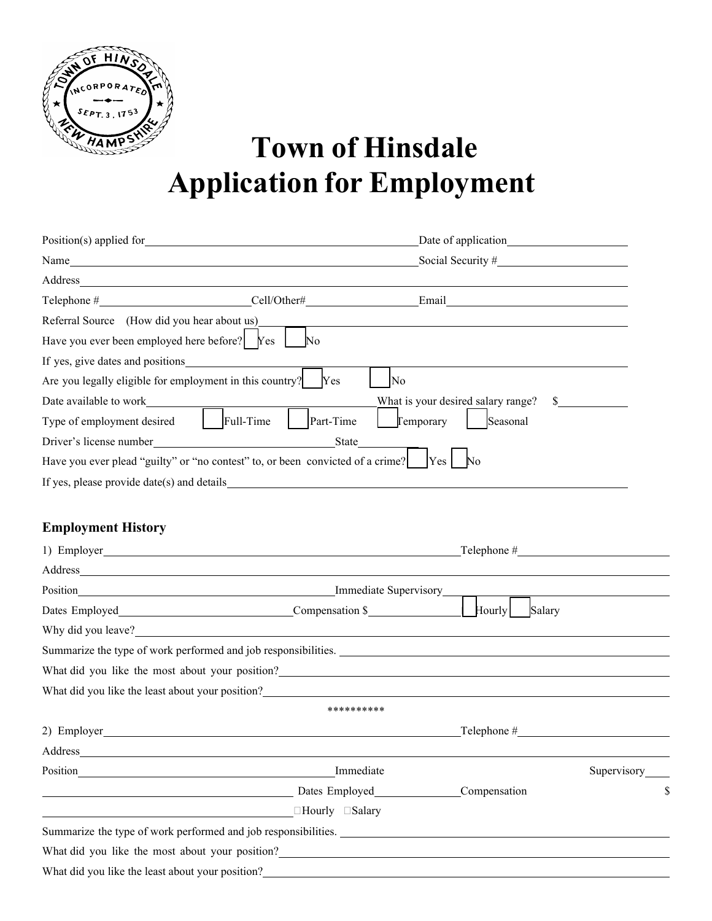# Town of Hinsdale
# Application for Employment

Position(s) applied for\_\_\_\_\_\_\_\_\_\_\_\_\_\_\_\_\_\_\_\_ Date of application\_\_\_\_\_\_\_\_\_\_

Name\_\_\_\_\_\_\_\_\_\_\_\_\_\_\_\_\_\_\_\_ Social Security #\_\_\_\_\_\_\_\_\_\_

Address\_\_\_\_\_\_\_\_\_\_\_\_\_\_\_\_\_\_\_\_

Telephone #\_\_\_\_\_\_\_\_\_\_ Cell/Other#\_\_\_\_\_\_\_\_\_\_ Email\_\_\_\_\_\_\_\_\_\_

Referral Source (How did you hear about us)\_\_\_\_\_\_\_\_\_\_\_\_\_\_\_\_\_\_\_\_

Have you ever been employed here before? ☐ Yes ☐ No

If yes, give dates and positions\_\_\_\_\_\_\_\_\_\_\_\_\_\_\_\_\_\_\_\_

Are you legally eligible for employment in this country? ☐ Yes ☐ No

Date available to work\_\_\_\_\_\_\_\_\_\_ What is your desired salary range? $\_\_\_\_\_\_\_\_\_\_

Type of employment desired ☐ Full-Time ☐ Part-Time ☐ Temporary ☐ Seasonal

Driver's license number\_\_\_\_\_\_\_\_\_\_ State\_\_\_\_\_\_\_\_\_\_

Have you ever plead "guilty" or "no contest" to, or been convicted of a crime? ☐ Yes ☐ No

If yes, please provide date(s) and details\_\_\_\_\_\_\_\_\_\_\_\_\_\_\_\_\_\_\_\_

### Employment History

1) Employer\_\_\_\_\_\_\_\_\_\_\_\_\_\_\_\_\_\_\_\_ Telephone #\_\_\_\_\_\_\_\_\_\_

Address\_\_\_\_\_\_\_\_\_\_\_\_\_\_\_\_\_\_\_\_

Position\_\_\_\_\_\_\_\_\_\_ Immediate Supervisory\_\_\_\_\_\_\_\_\_\_

Dates Employed\_\_\_\_\_\_\_\_\_\_ Compensation $\_\_\_\_\_\_\_\_\_\_ ☐ Hourly ☐ Salary

Why did you leave?\_\_\_\_\_\_\_\_\_\_\_\_\_\_\_\_\_\_\_\_

Summarize the type of work performed and job responsibilities. \_\_\_\_\_\_\_\_\_\_\_\_\_\_\_\_\_\_\_\_

What did you like the most about your position?\_\_\_\_\_\_\_\_\_\_\_\_\_\_\_\_\_\_\_\_

What did you like the least about your position?\_\_\_\_\_\_\_\_\_\_\_\_\_\_\_\_\_\_\_\_

**********

2) Employer\_\_\_\_\_\_\_\_\_\_\_\_\_\_\_\_\_\_\_\_ Telephone #\_\_\_\_\_\_\_\_\_\_

Address\_\_\_\_\_\_\_\_\_\_\_\_\_\_\_\_\_\_\_\_

Position\_\_\_\_\_\_\_\_\_\_ Immediate Supervisory\_\_\_\_\_\_\_\_\_\_

Dates Employed\_\_\_\_\_\_\_\_\_\_ Compensation $\_\_\_\_\_\_\_\_\_\_

☐ Hourly ☐ Salary

Summarize the type of work performed and job responsibilities. \_\_\_\_\_\_\_\_\_\_\_\_\_\_\_\_\_\_\_\_

What did you like the most about your position?\_\_\_\_\_\_\_\_\_\_\_\_\_\_\_\_\_\_\_\_

What did you like the least about your position?\_\_\_\_\_\_\_\_\_\_\_\_\_\_\_\_\_\_\_\_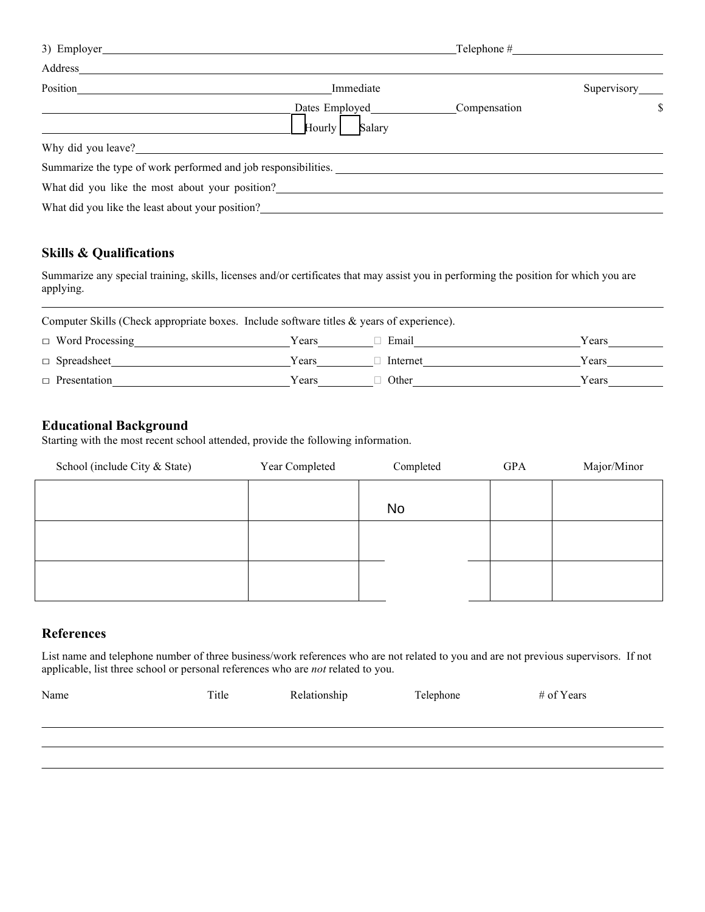3) Employer ______________________________ Telephone # ______________

Address ______________________________________________

Position ______________________ Immediate ______________ Supervisory ____

______________________ Dates Employed ______________ Compensation $

______________________ ☐ Hourly ☐ Salary

Why did you leave? ______________________________________________

Summarize the type of work performed and job responsibilities. ______________________________

What did you like the most about your position? ______________________________

What did you like the least about your position? ______________________________

### Skills & Qualifications

Summarize any special training, skills, licenses and/or certificates that may assist you in performing the position for which you are applying.

______________________________________________

Computer Skills (Check appropriate boxes. Include software titles & years of experience).

☐ Word Processing ______________ Years ______ ☐ Email ______________ Years ______

☐ Spreadsheet ______________ Years ______ ☐ Internet ______________ Years ______

☐ Presentation ______________ Years ______ ☐ Other ______________ Years ______

### Educational Background

Starting with the most recent school attended, provide the following information.

| School (include City & State) | Year Completed | Completed | GPA | Major/Minor |
|---|---|---|---|---|
| | | No | | |
| | | | | |
| | | | | |

### References

List name and telephone number of three business/work references who are not related to you and are not previous supervisors. If not applicable, list three school or personal references who are *not* related to you.

| Name | Title | Relationship | Telephone | # of Years |
|---|---|---|---|---|
| | | | | |
| | | | | |
| | | | | |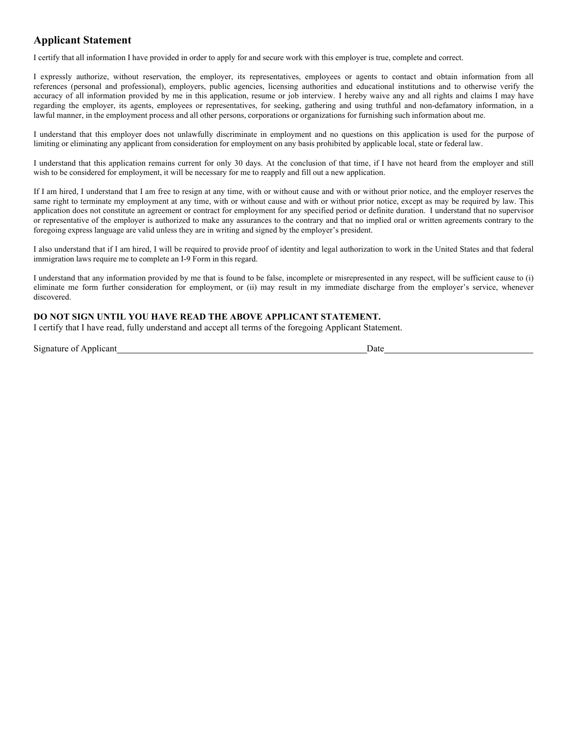## Applicant Statement

I certify that all information I have provided in order to apply for and secure work with this employer is true, complete and correct.

I expressly authorize, without reservation, the employer, its representatives, employees or agents to contact and obtain information from all references (personal and professional), employers, public agencies, licensing authorities and educational institutions and to otherwise verify the accuracy of all information provided by me in this application, resume or job interview. I hereby waive any and all rights and claims I may have regarding the employer, its agents, employees or representatives, for seeking, gathering and using truthful and non-defamatory information, in a lawful manner, in the employment process and all other persons, corporations or organizations for furnishing such information about me.

I understand that this employer does not unlawfully discriminate in employment and no questions on this application is used for the purpose of limiting or eliminating any applicant from consideration for employment on any basis prohibited by applicable local, state or federal law.

I understand that this application remains current for only 30 days. At the conclusion of that time, if I have not heard from the employer and still wish to be considered for employment, it will be necessary for me to reapply and fill out a new application.

If I am hired, I understand that I am free to resign at any time, with or without cause and with or without prior notice, and the employer reserves the same right to terminate my employment at any time, with or without cause and with or without prior notice, except as may be required by law. This application does not constitute an agreement or contract for employment for any specified period or definite duration. I understand that no supervisor or representative of the employer is authorized to make any assurances to the contrary and that no implied oral or written agreements contrary to the foregoing express language are valid unless they are in writing and signed by the employer's president.

I also understand that if I am hired, I will be required to provide proof of identity and legal authorization to work in the United States and that federal immigration laws require me to complete an I-9 Form in this regard.

I understand that any information provided by me that is found to be false, incomplete or misrepresented in any respect, will be sufficient cause to (i) eliminate me form further consideration for employment, or (ii) may result in my immediate discharge from the employer's service, whenever discovered.

**DO NOT SIGN UNTIL YOU HAVE READ THE ABOVE APPLICANT STATEMENT.**

I certify that I have read, fully understand and accept all terms of the foregoing Applicant Statement.

Signature of Applicant\_\_\_\_\_\_\_\_\_\_\_\_\_\_\_\_\_\_\_\_\_\_\_\_\_\_\_\_\_\_\_\_\_\_\_\_\_\_\_\_ Date\_\_\_\_\_\_\_\_\_\_\_\_\_\_\_\_\_\_\_\_\_\_\_\_\_\_